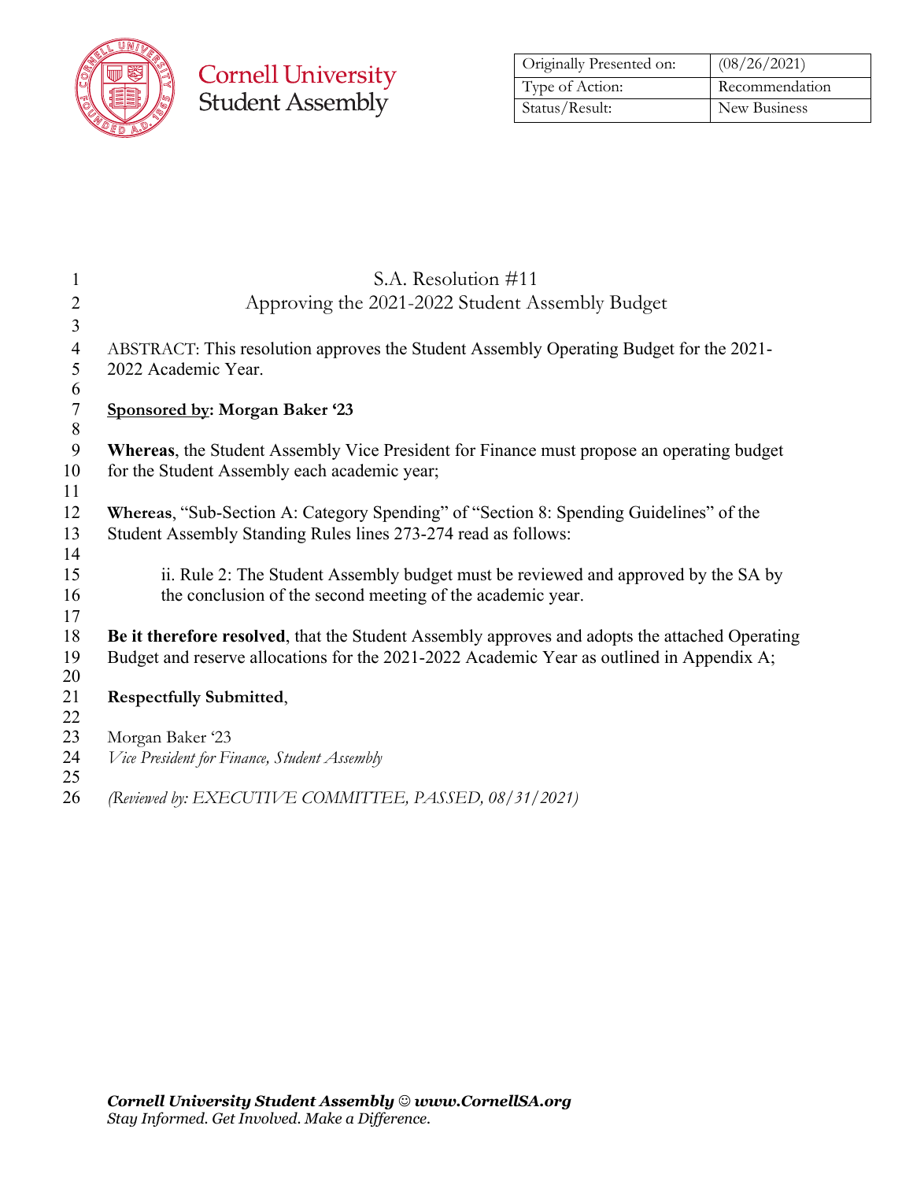**Cornell University Student Assembly**

| Originally Presented on: | (08/26/2021) |
| --- | --- |
| Type of Action: | Recommendation |
| Status/Result: | New Business |

# S.A. Resolution #11

## Approving the 2021-2022 Student Assembly Budget

ABSTRACT: This resolution approves the Student Assembly Operating Budget for the 2021-2022 Academic Year.

**Sponsored by: Morgan Baker '23**

**Whereas**, the Student Assembly Vice President for Finance must propose an operating budget for the Student Assembly each academic year;

**Whereas**, "Sub-Section A: Category Spending" of "Section 8: Spending Guidelines" of the Student Assembly Standing Rules lines 273-274 read as follows:

> ii. Rule 2: The Student Assembly budget must be reviewed and approved by the SA by the conclusion of the second meeting of the academic year.

**Be it therefore resolved**, that the Student Assembly approves and adopts the attached Operating Budget and reserve allocations for the 2021-2022 Academic Year as outlined in Appendix A;

**Respectfully Submitted**,

Morgan Baker '23
*Vice President for Finance, Student Assembly*

*(Reviewed by: EXECUTIVE COMMITTEE, PASSED, 08/31/2021)*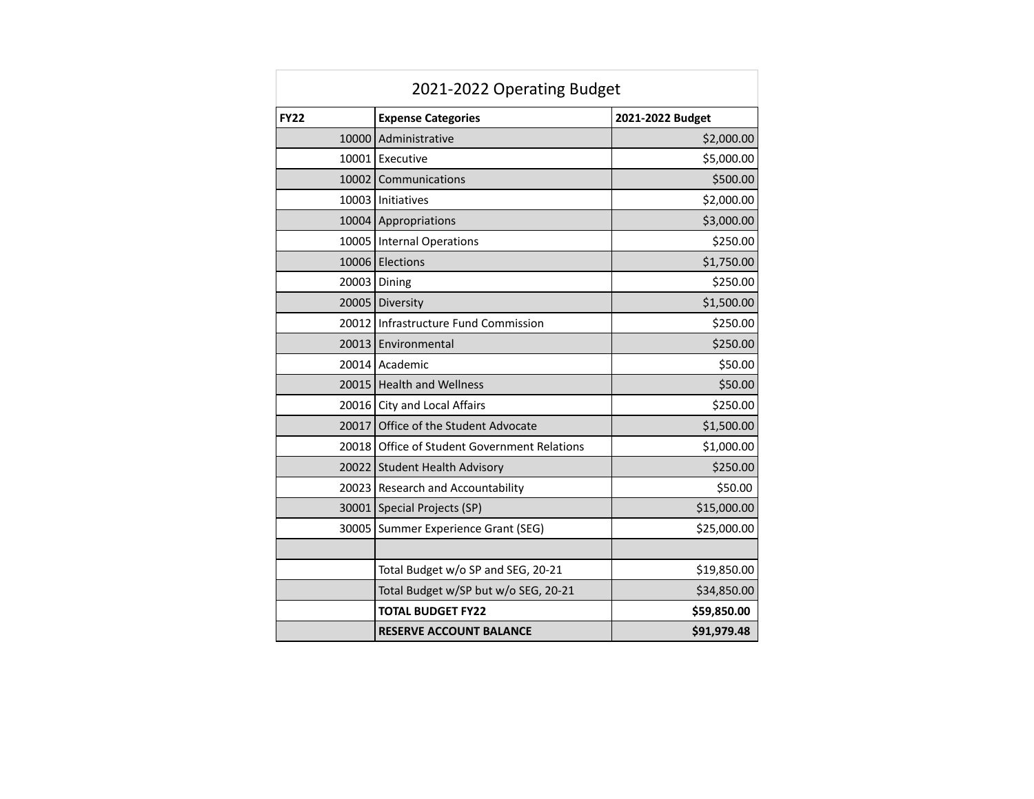## 2021-2022 Operating Budget

| FY22 | Expense Categories | 2021-2022 Budget |
|---|---|---|
| 10000 | Administrative | $2,000.00 |
| 10001 | Executive | $5,000.00 |
| 10002 | Communications | $500.00 |
| 10003 | Initiatives | $2,000.00 |
| 10004 | Appropriations | $3,000.00 |
| 10005 | Internal Operations | $250.00 |
| 10006 | Elections | $1,750.00 |
| 20003 | Dining | $250.00 |
| 20005 | Diversity | $1,500.00 |
| 20012 | Infrastructure Fund Commission | $250.00 |
| 20013 | Environmental | $250.00 |
| 20014 | Academic | $50.00 |
| 20015 | Health and Wellness | $50.00 |
| 20016 | City and Local Affairs | $250.00 |
| 20017 | Office of the Student Advocate | $1,500.00 |
| 20018 | Office of Student Government Relations | $1,000.00 |
| 20022 | Student Health Advisory | $250.00 |
| 20023 | Research and Accountability | $50.00 |
| 30001 | Special Projects (SP) | $15,000.00 |
| 30005 | Summer Experience Grant (SEG) | $25,000.00 |
| | | |
| | Total Budget w/o SP and SEG, 20-21 | $19,850.00 |
| | Total Budget w/SP but w/o SEG, 20-21 | $34,850.00 |
| | **TOTAL BUDGET FY22** | **$59,850.00** |
| | **RESERVE ACCOUNT BALANCE** | **$91,979.48** |